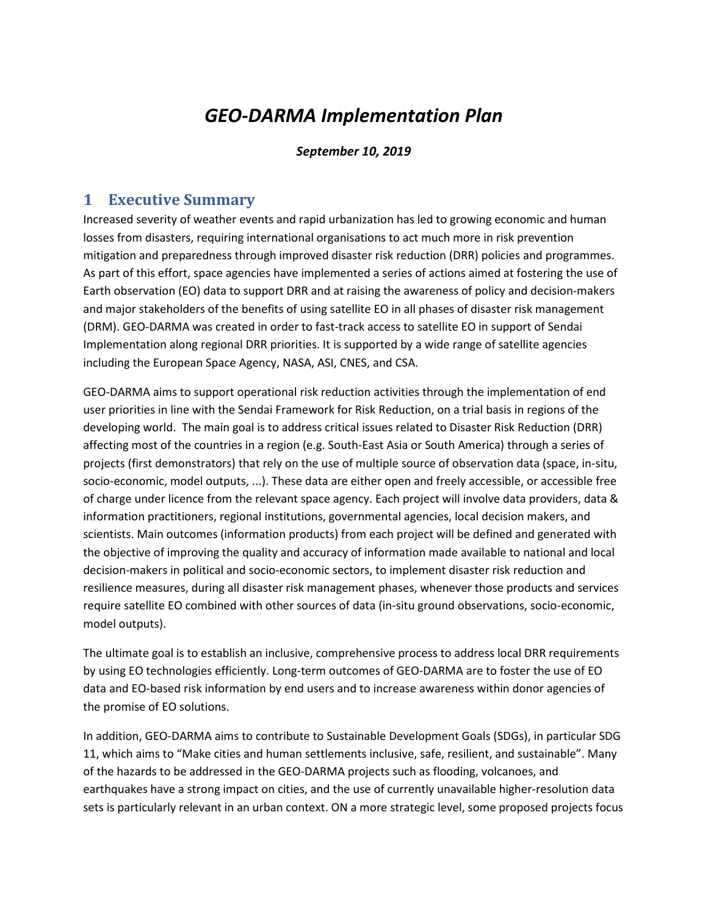# *GEO-DARMA Implementation Plan*

***September 10, 2019***

## 1 Executive Summary

Increased severity of weather events and rapid urbanization has led to growing economic and human losses from disasters, requiring international organisations to act much more in risk prevention mitigation and preparedness through improved disaster risk reduction (DRR) policies and programmes. As part of this effort, space agencies have implemented a series of actions aimed at fostering the use of Earth observation (EO) data to support DRR and at raising the awareness of policy and decision-makers and major stakeholders of the benefits of using satellite EO in all phases of disaster risk management (DRM). GEO-DARMA was created in order to fast-track access to satellite EO in support of Sendai Implementation along regional DRR priorities. It is supported by a wide range of satellite agencies including the European Space Agency, NASA, ASI, CNES, and CSA.

GEO-DARMA aims to support operational risk reduction activities through the implementation of end user priorities in line with the Sendai Framework for Risk Reduction, on a trial basis in regions of the developing world. The main goal is to address critical issues related to Disaster Risk Reduction (DRR) affecting most of the countries in a region (e.g. South-East Asia or South America) through a series of projects (first demonstrators) that rely on the use of multiple source of observation data (space, in-situ, socio-economic, model outputs, ...). These data are either open and freely accessible, or accessible free of charge under licence from the relevant space agency. Each project will involve data providers, data & information practitioners, regional institutions, governmental agencies, local decision makers, and scientists. Main outcomes (information products) from each project will be defined and generated with the objective of improving the quality and accuracy of information made available to national and local decision-makers in political and socio-economic sectors, to implement disaster risk reduction and resilience measures, during all disaster risk management phases, whenever those products and services require satellite EO combined with other sources of data (in-situ ground observations, socio-economic, model outputs).

The ultimate goal is to establish an inclusive, comprehensive process to address local DRR requirements by using EO technologies efficiently. Long-term outcomes of GEO-DARMA are to foster the use of EO data and EO-based risk information by end users and to increase awareness within donor agencies of the promise of EO solutions.

In addition, GEO-DARMA aims to contribute to Sustainable Development Goals (SDGs), in particular SDG 11, which aims to "Make cities and human settlements inclusive, safe, resilient, and sustainable". Many of the hazards to be addressed in the GEO-DARMA projects such as flooding, volcanoes, and earthquakes have a strong impact on cities, and the use of currently unavailable higher-resolution data sets is particularly relevant in an urban context. ON a more strategic level, some proposed projects focus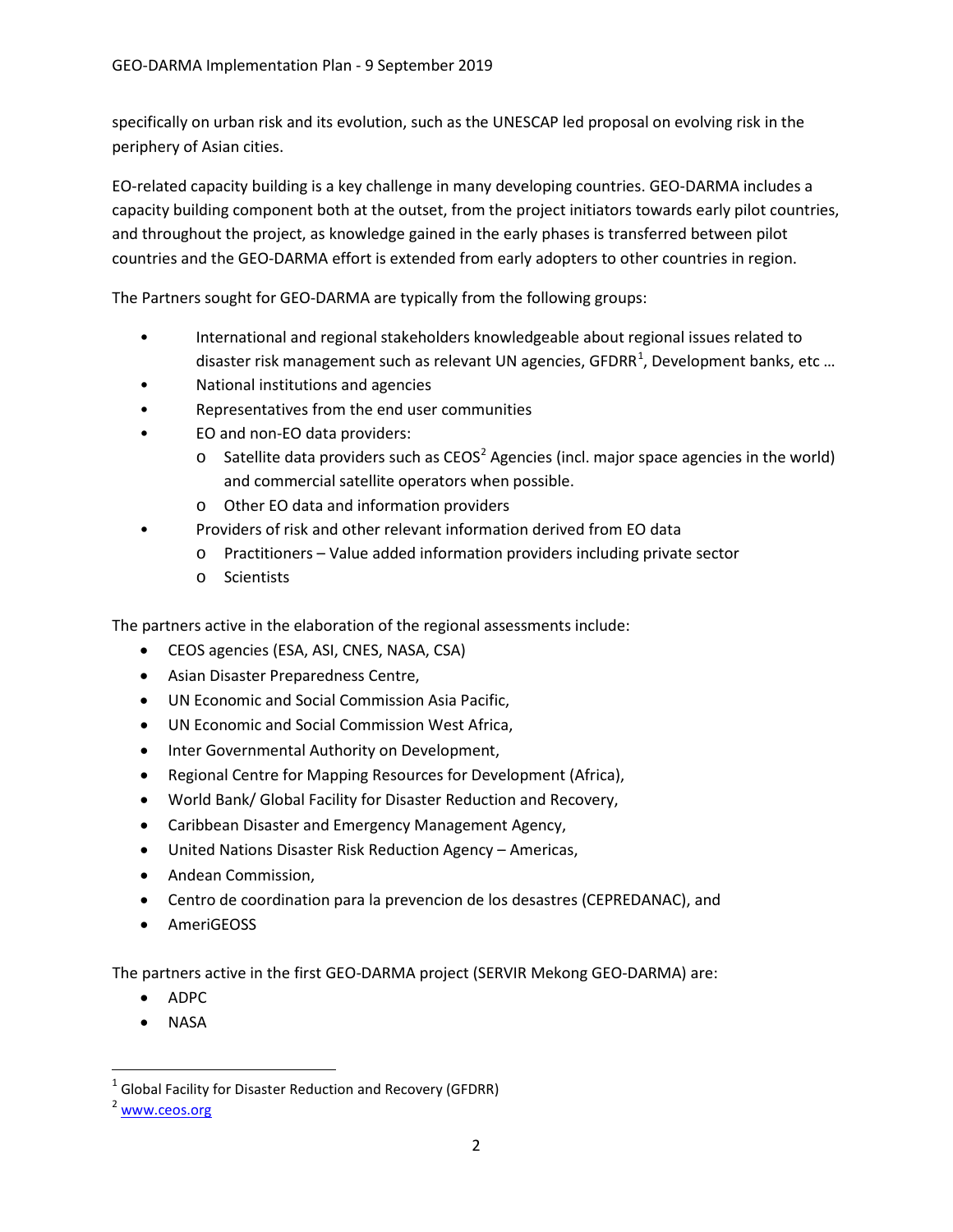specifically on urban risk and its evolution, such as the UNESCAP led proposal on evolving risk in the periphery of Asian cities.

EO-related capacity building is a key challenge in many developing countries. GEO-DARMA includes a capacity building component both at the outset, from the project initiators towards early pilot countries, and throughout the project, as knowledge gained in the early phases is transferred between pilot countries and the GEO-DARMA effort is extended from early adopters to other countries in region.

The Partners sought for GEO-DARMA are typically from the following groups:

- International and regional stakeholders knowledgeable about regional issues related to disaster risk management such as relevant UN agencies, GFDRR[1], Development banks, etc …
- National institutions and agencies
- Representatives from the end user communities
- EO and non-EO data providers:
  - Satellite data providers such as CEOS[2] Agencies (incl. major space agencies in the world) and commercial satellite operators when possible.
  - Other EO data and information providers
- Providers of risk and other relevant information derived from EO data
  - Practitioners – Value added information providers including private sector
  - Scientists

The partners active in the elaboration of the regional assessments include:

- CEOS agencies (ESA, ASI, CNES, NASA, CSA)
- Asian Disaster Preparedness Centre,
- UN Economic and Social Commission Asia Pacific,
- UN Economic and Social Commission West Africa,
- Inter Governmental Authority on Development,
- Regional Centre for Mapping Resources for Development (Africa),
- World Bank/ Global Facility for Disaster Reduction and Recovery,
- Caribbean Disaster and Emergency Management Agency,
- United Nations Disaster Risk Reduction Agency – Americas,
- Andean Commission,
- Centro de coordination para la prevencion de los desastres (CEPREDANAC), and
- AmeriGEOSS

The partners active in the first GEO-DARMA project (SERVIR Mekong GEO-DARMA) are:

- ADPC
- NASA

---

[1] Global Facility for Disaster Reduction and Recovery (GFDRR)

[2] www.ceos.org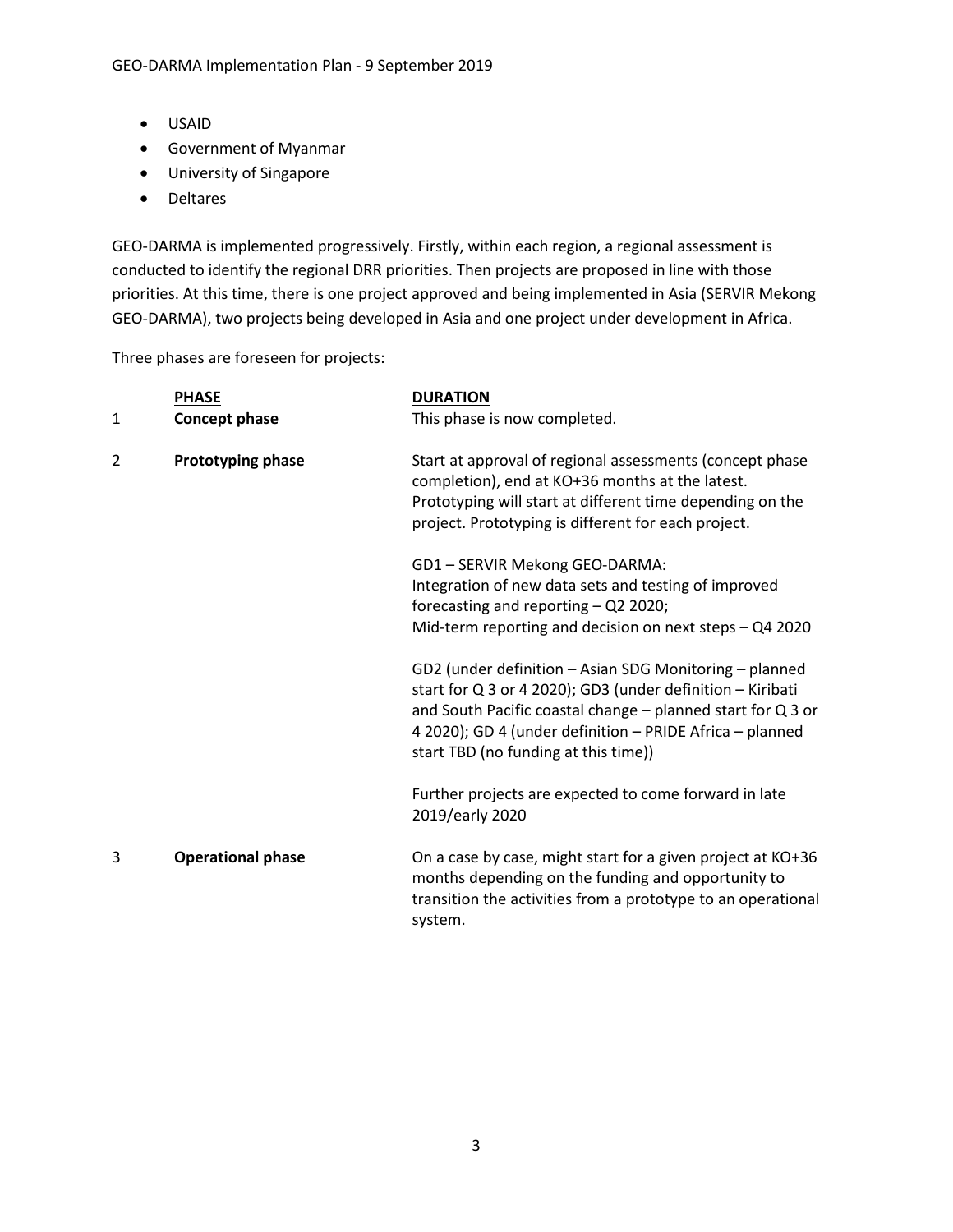- USAID
- Government of Myanmar
- University of Singapore
- Deltares

GEO-DARMA is implemented progressively. Firstly, within each region, a regional assessment is conducted to identify the regional DRR priorities. Then projects are proposed in line with those priorities. At this time, there is one project approved and being implemented in Asia (SERVIR Mekong GEO-DARMA), two projects being developed in Asia and one project under development in Africa.

Three phases are foreseen for projects:

| | PHASE | DURATION |
|---|---|---|
| 1 | **Concept phase** | This phase is now completed. |
| 2 | **Prototyping phase** | Start at approval of regional assessments (concept phase completion), end at KO+36 months at the latest. Prototyping will start at different time depending on the project. Prototyping is different for each project.<br><br>GD1 – SERVIR Mekong GEO-DARMA:<br>Integration of new data sets and testing of improved forecasting and reporting – Q2 2020;<br>Mid-term reporting and decision on next steps – Q4 2020<br><br>GD2 (under definition – Asian SDG Monitoring – planned start for Q 3 or 4 2020); GD3 (under definition – Kiribati and South Pacific coastal change – planned start for Q 3 or 4 2020); GD 4 (under definition – PRIDE Africa – planned start TBD (no funding at this time))<br><br>Further projects are expected to come forward in late 2019/early 2020 |
| 3 | **Operational phase** | On a case by case, might start for a given project at KO+36 months depending on the funding and opportunity to transition the activities from a prototype to an operational system. |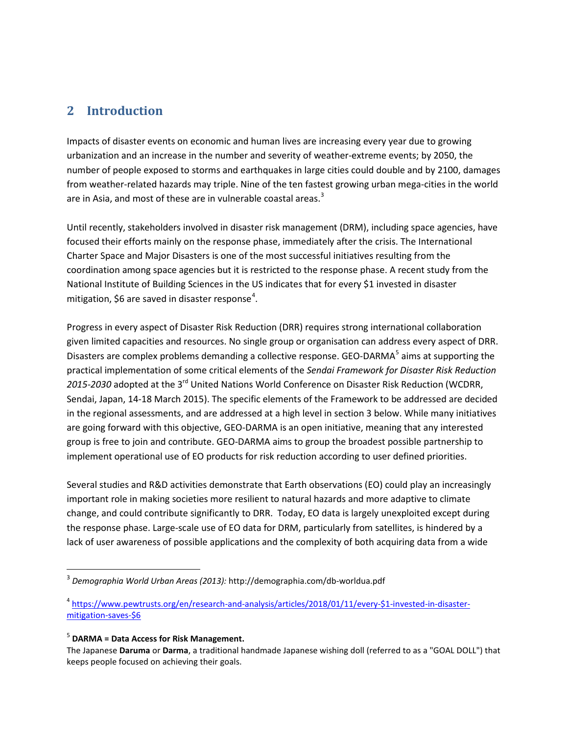## 2 Introduction

Impacts of disaster events on economic and human lives are increasing every year due to growing urbanization and an increase in the number and severity of weather-extreme events; by 2050, the number of people exposed to storms and earthquakes in large cities could double and by 2100, damages from weather-related hazards may triple. Nine of the ten fastest growing urban mega-cities in the world are in Asia, and most of these are in vulnerable coastal areas.[3]

Until recently, stakeholders involved in disaster risk management (DRM), including space agencies, have focused their efforts mainly on the response phase, immediately after the crisis. The International Charter Space and Major Disasters is one of the most successful initiatives resulting from the coordination among space agencies but it is restricted to the response phase. A recent study from the National Institute of Building Sciences in the US indicates that for every $1 invested in disaster mitigation, $6 are saved in disaster response[4].

Progress in every aspect of Disaster Risk Reduction (DRR) requires strong international collaboration given limited capacities and resources. No single group or organisation can address every aspect of DRR. Disasters are complex problems demanding a collective response. GEO-DARMA[5] aims at supporting the practical implementation of some critical elements of the *Sendai Framework for Disaster Risk Reduction 2015-2030* adopted at the 3rd United Nations World Conference on Disaster Risk Reduction (WCDRR, Sendai, Japan, 14-18 March 2015). The specific elements of the Framework to be addressed are decided in the regional assessments, and are addressed at a high level in section 3 below. While many initiatives are going forward with this objective, GEO-DARMA is an open initiative, meaning that any interested group is free to join and contribute. GEO-DARMA aims to group the broadest possible partnership to implement operational use of EO products for risk reduction according to user defined priorities.

Several studies and R&D activities demonstrate that Earth observations (EO) could play an increasingly important role in making societies more resilient to natural hazards and more adaptive to climate change, and could contribute significantly to DRR. Today, EO data is largely unexploited except during the response phase. Large-scale use of EO data for DRM, particularly from satellites, is hindered by a lack of user awareness of possible applications and the complexity of both acquiring data from a wide

---

[3] *Demographia World Urban Areas (2013):* http://demographia.com/db-worldua.pdf

[4] https://www.pewtrusts.org/en/research-and-analysis/articles/2018/01/11/every-$1-invested-in-disaster-mitigation-saves-$6

[5] **DARMA = Data Access for Risk Management.**
The Japanese **Daruma** or **Darma**, a traditional handmade Japanese wishing doll (referred to as a "GOAL DOLL") that keeps people focused on achieving their goals.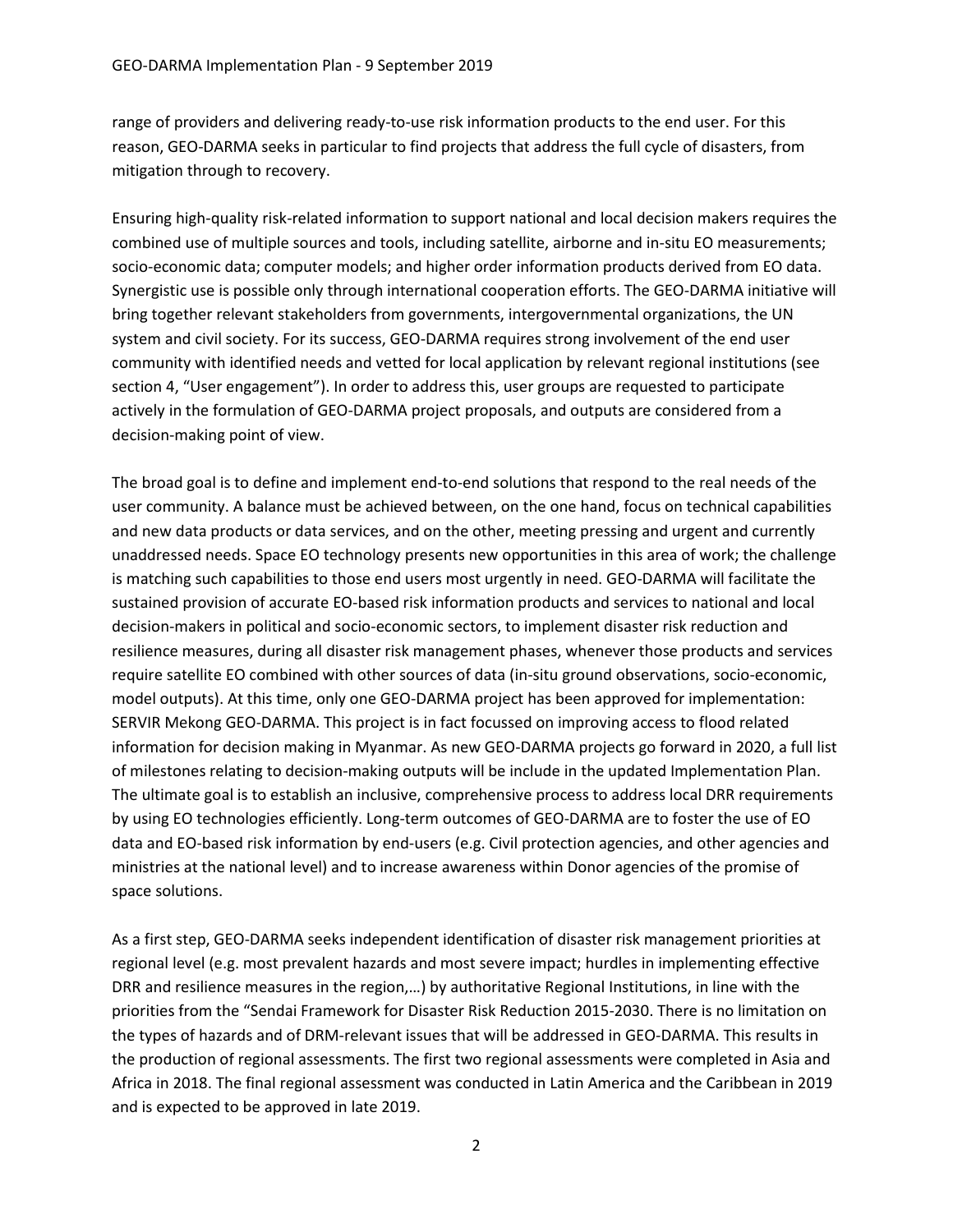range of providers and delivering ready-to-use risk information products to the end user. For this reason, GEO-DARMA seeks in particular to find projects that address the full cycle of disasters, from mitigation through to recovery.

Ensuring high-quality risk-related information to support national and local decision makers requires the combined use of multiple sources and tools, including satellite, airborne and in-situ EO measurements; socio-economic data; computer models; and higher order information products derived from EO data. Synergistic use is possible only through international cooperation efforts. The GEO-DARMA initiative will bring together relevant stakeholders from governments, intergovernmental organizations, the UN system and civil society. For its success, GEO-DARMA requires strong involvement of the end user community with identified needs and vetted for local application by relevant regional institutions (see section 4, "User engagement"). In order to address this, user groups are requested to participate actively in the formulation of GEO-DARMA project proposals, and outputs are considered from a decision-making point of view.

The broad goal is to define and implement end-to-end solutions that respond to the real needs of the user community. A balance must be achieved between, on the one hand, focus on technical capabilities and new data products or data services, and on the other, meeting pressing and urgent and currently unaddressed needs. Space EO technology presents new opportunities in this area of work; the challenge is matching such capabilities to those end users most urgently in need. GEO-DARMA will facilitate the sustained provision of accurate EO-based risk information products and services to national and local decision-makers in political and socio-economic sectors, to implement disaster risk reduction and resilience measures, during all disaster risk management phases, whenever those products and services require satellite EO combined with other sources of data (in-situ ground observations, socio-economic, model outputs). At this time, only one GEO-DARMA project has been approved for implementation: SERVIR Mekong GEO-DARMA. This project is in fact focussed on improving access to flood related information for decision making in Myanmar. As new GEO-DARMA projects go forward in 2020, a full list of milestones relating to decision-making outputs will be include in the updated Implementation Plan. The ultimate goal is to establish an inclusive, comprehensive process to address local DRR requirements by using EO technologies efficiently. Long-term outcomes of GEO-DARMA are to foster the use of EO data and EO-based risk information by end-users (e.g. Civil protection agencies, and other agencies and ministries at the national level) and to increase awareness within Donor agencies of the promise of space solutions.

As a first step, GEO-DARMA seeks independent identification of disaster risk management priorities at regional level (e.g. most prevalent hazards and most severe impact; hurdles in implementing effective DRR and resilience measures in the region,…) by authoritative Regional Institutions, in line with the priorities from the "Sendai Framework for Disaster Risk Reduction 2015-2030. There is no limitation on the types of hazards and of DRM-relevant issues that will be addressed in GEO-DARMA. This results in the production of regional assessments. The first two regional assessments were completed in Asia and Africa in 2018. The final regional assessment was conducted in Latin America and the Caribbean in 2019 and is expected to be approved in late 2019.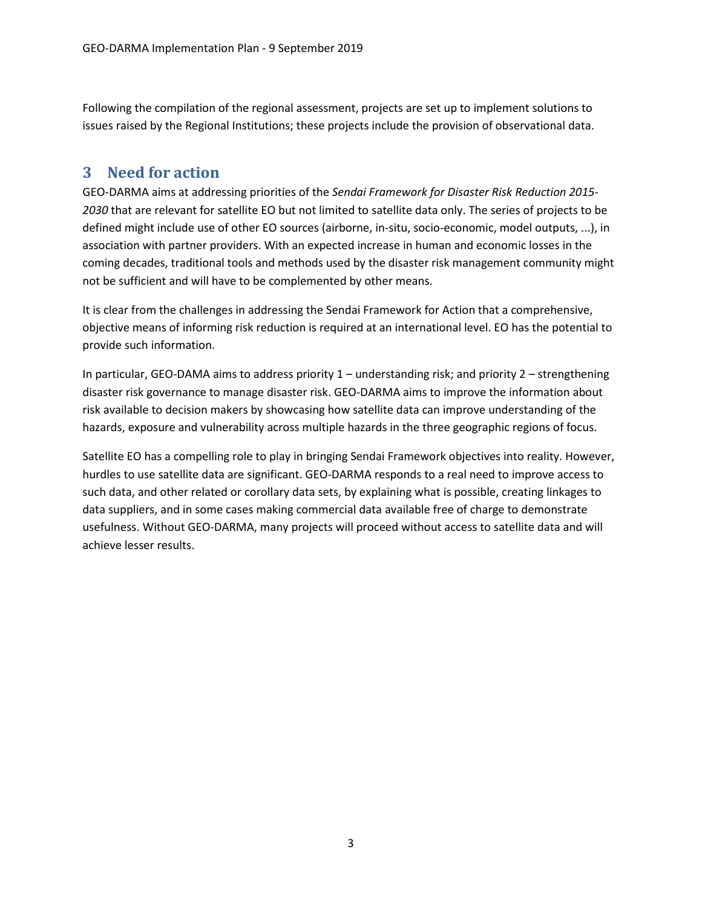Following the compilation of the regional assessment, projects are set up to implement solutions to issues raised by the Regional Institutions; these projects include the provision of observational data.

## 3 Need for action

GEO-DARMA aims at addressing priorities of the *Sendai Framework for Disaster Risk Reduction 2015-2030* that are relevant for satellite EO but not limited to satellite data only. The series of projects to be defined might include use of other EO sources (airborne, in-situ, socio-economic, model outputs, ...), in association with partner providers. With an expected increase in human and economic losses in the coming decades, traditional tools and methods used by the disaster risk management community might not be sufficient and will have to be complemented by other means.

It is clear from the challenges in addressing the Sendai Framework for Action that a comprehensive, objective means of informing risk reduction is required at an international level. EO has the potential to provide such information.

In particular, GEO-DAMA aims to address priority 1 – understanding risk; and priority 2 – strengthening disaster risk governance to manage disaster risk. GEO-DARMA aims to improve the information about risk available to decision makers by showcasing how satellite data can improve understanding of the hazards, exposure and vulnerability across multiple hazards in the three geographic regions of focus.

Satellite EO has a compelling role to play in bringing Sendai Framework objectives into reality. However, hurdles to use satellite data are significant. GEO-DARMA responds to a real need to improve access to such data, and other related or corollary data sets, by explaining what is possible, creating linkages to data suppliers, and in some cases making commercial data available free of charge to demonstrate usefulness. Without GEO-DARMA, many projects will proceed without access to satellite data and will achieve lesser results.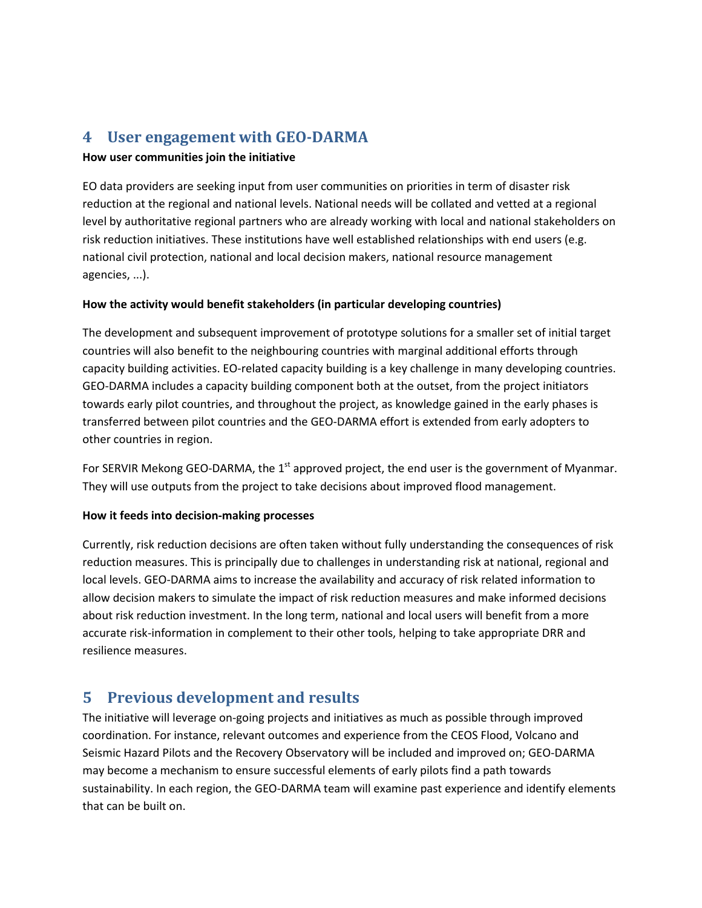## 4 User engagement with GEO-DARMA

**How user communities join the initiative**

EO data providers are seeking input from user communities on priorities in term of disaster risk reduction at the regional and national levels. National needs will be collated and vetted at a regional level by authoritative regional partners who are already working with local and national stakeholders on risk reduction initiatives. These institutions have well established relationships with end users (e.g. national civil protection, national and local decision makers, national resource management agencies, ...).

**How the activity would benefit stakeholders (in particular developing countries)**

The development and subsequent improvement of prototype solutions for a smaller set of initial target countries will also benefit to the neighbouring countries with marginal additional efforts through capacity building activities. EO-related capacity building is a key challenge in many developing countries. GEO-DARMA includes a capacity building component both at the outset, from the project initiators towards early pilot countries, and throughout the project, as knowledge gained in the early phases is transferred between pilot countries and the GEO-DARMA effort is extended from early adopters to other countries in region.

For SERVIR Mekong GEO-DARMA, the 1st approved project, the end user is the government of Myanmar. They will use outputs from the project to take decisions about improved flood management.

**How it feeds into decision-making processes**

Currently, risk reduction decisions are often taken without fully understanding the consequences of risk reduction measures. This is principally due to challenges in understanding risk at national, regional and local levels. GEO-DARMA aims to increase the availability and accuracy of risk related information to allow decision makers to simulate the impact of risk reduction measures and make informed decisions about risk reduction investment. In the long term, national and local users will benefit from a more accurate risk-information in complement to their other tools, helping to take appropriate DRR and resilience measures.

## 5 Previous development and results

The initiative will leverage on-going projects and initiatives as much as possible through improved coordination. For instance, relevant outcomes and experience from the CEOS Flood, Volcano and Seismic Hazard Pilots and the Recovery Observatory will be included and improved on; GEO-DARMA may become a mechanism to ensure successful elements of early pilots find a path towards sustainability. In each region, the GEO-DARMA team will examine past experience and identify elements that can be built on.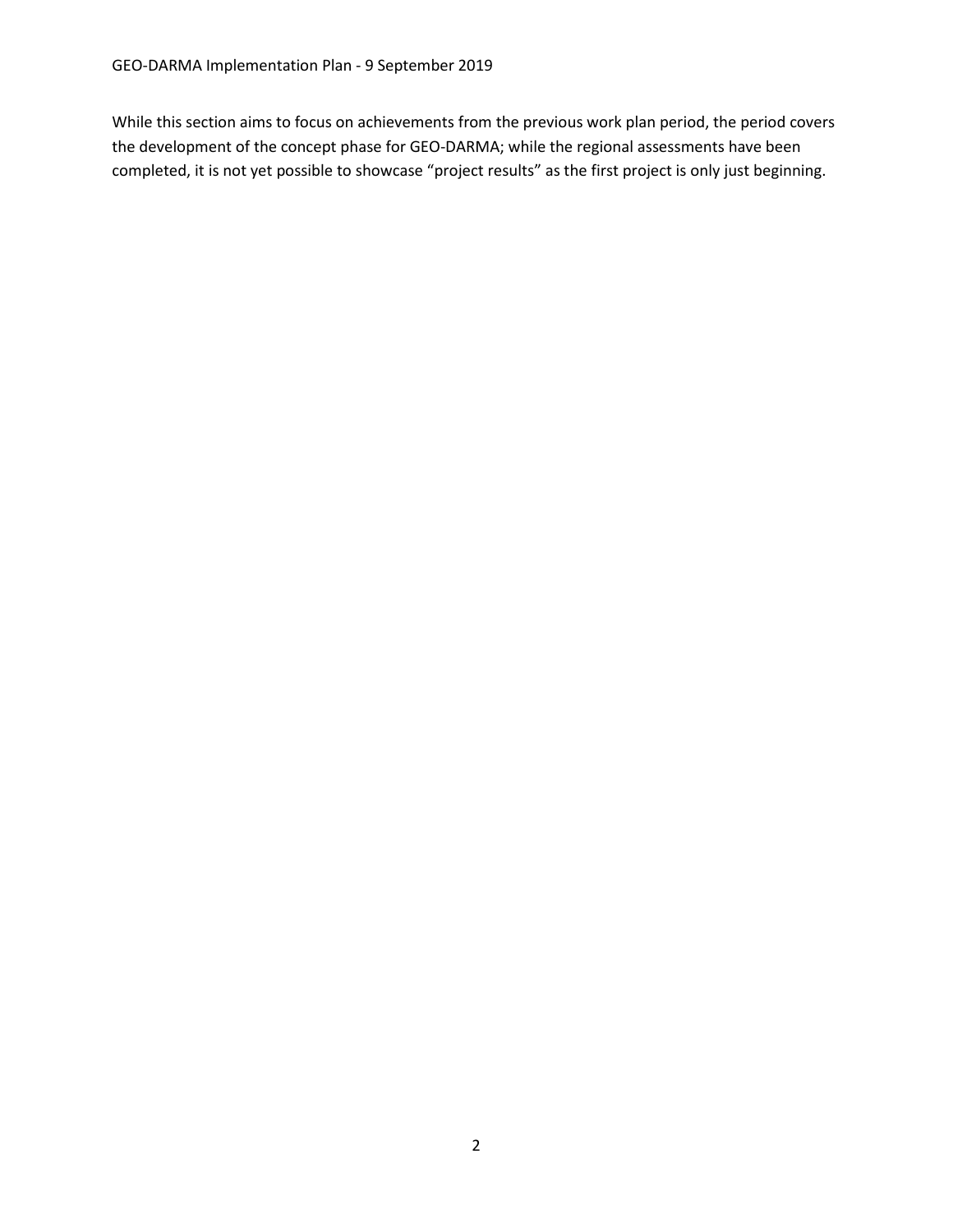While this section aims to focus on achievements from the previous work plan period, the period covers the development of the concept phase for GEO-DARMA; while the regional assessments have been completed, it is not yet possible to showcase "project results" as the first project is only just beginning.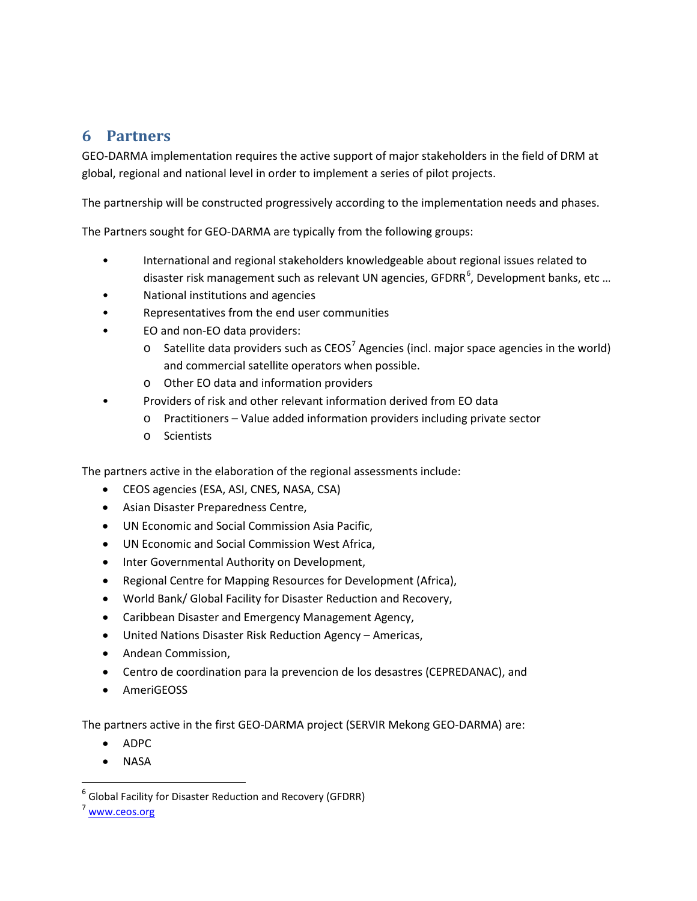## 6 Partners

GEO-DARMA implementation requires the active support of major stakeholders in the field of DRM at global, regional and national level in order to implement a series of pilot projects.

The partnership will be constructed progressively according to the implementation needs and phases.

The Partners sought for GEO-DARMA are typically from the following groups:

- International and regional stakeholders knowledgeable about regional issues related to disaster risk management such as relevant UN agencies, GFDRR[6], Development banks, etc …
- National institutions and agencies
- Representatives from the end user communities
- EO and non-EO data providers:
  - Satellite data providers such as CEOS[7] Agencies (incl. major space agencies in the world) and commercial satellite operators when possible.
  - Other EO data and information providers
- Providers of risk and other relevant information derived from EO data
  - Practitioners – Value added information providers including private sector
  - Scientists

The partners active in the elaboration of the regional assessments include:

- CEOS agencies (ESA, ASI, CNES, NASA, CSA)
- Asian Disaster Preparedness Centre,
- UN Economic and Social Commission Asia Pacific,
- UN Economic and Social Commission West Africa,
- Inter Governmental Authority on Development,
- Regional Centre for Mapping Resources for Development (Africa),
- World Bank/ Global Facility for Disaster Reduction and Recovery,
- Caribbean Disaster and Emergency Management Agency,
- United Nations Disaster Risk Reduction Agency – Americas,
- Andean Commission,
- Centro de coordination para la prevencion de los desastres (CEPREDANAC), and
- AmeriGEOSS

The partners active in the first GEO-DARMA project (SERVIR Mekong GEO-DARMA) are:

- ADPC
- NASA

[6] Global Facility for Disaster Reduction and Recovery (GFDRR)

[7] www.ceos.org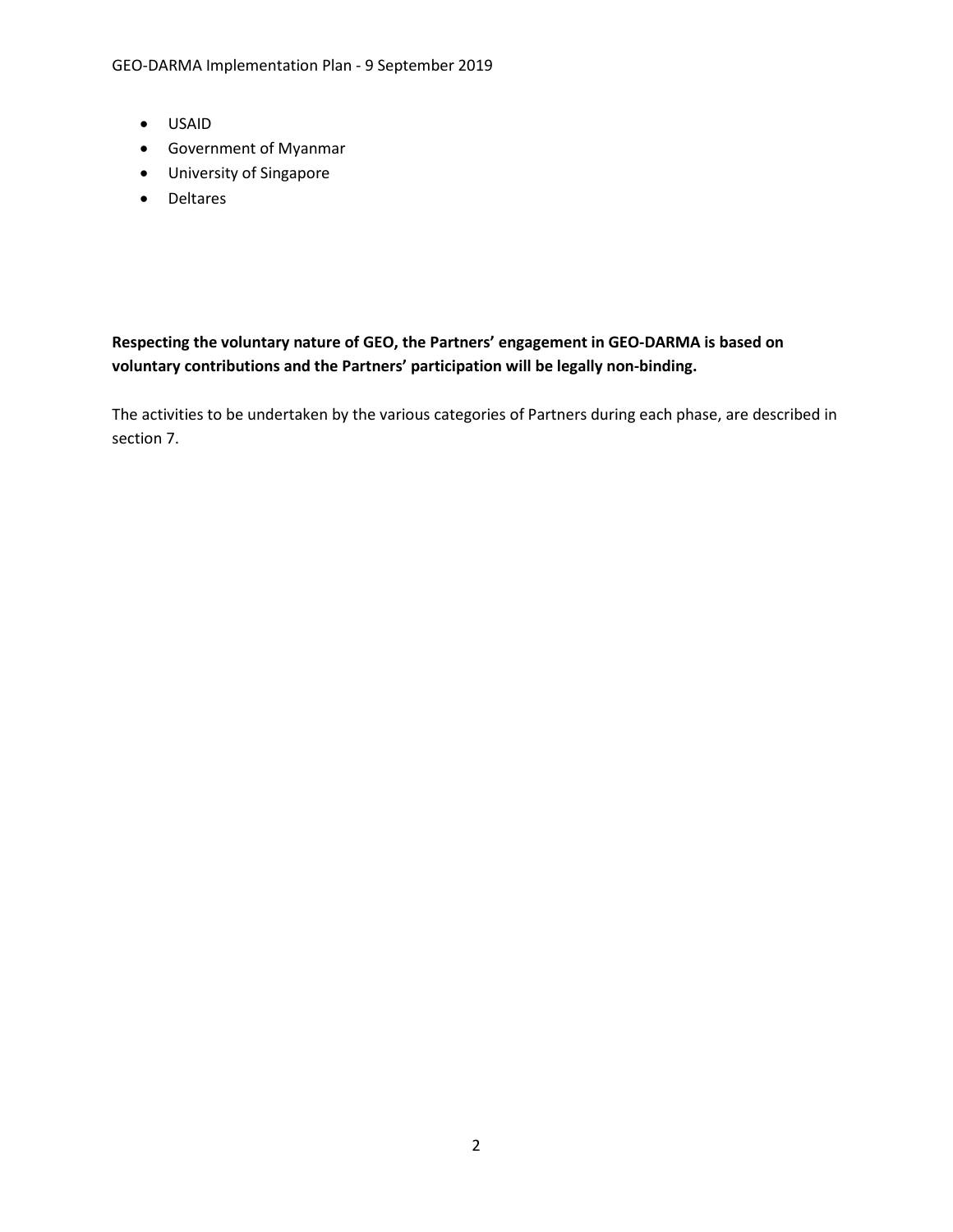- USAID
- Government of Myanmar
- University of Singapore
- Deltares

**Respecting the voluntary nature of GEO, the Partners' engagement in GEO-DARMA is based on voluntary contributions and the Partners' participation will be legally non-binding.**

The activities to be undertaken by the various categories of Partners during each phase, are described in section 7.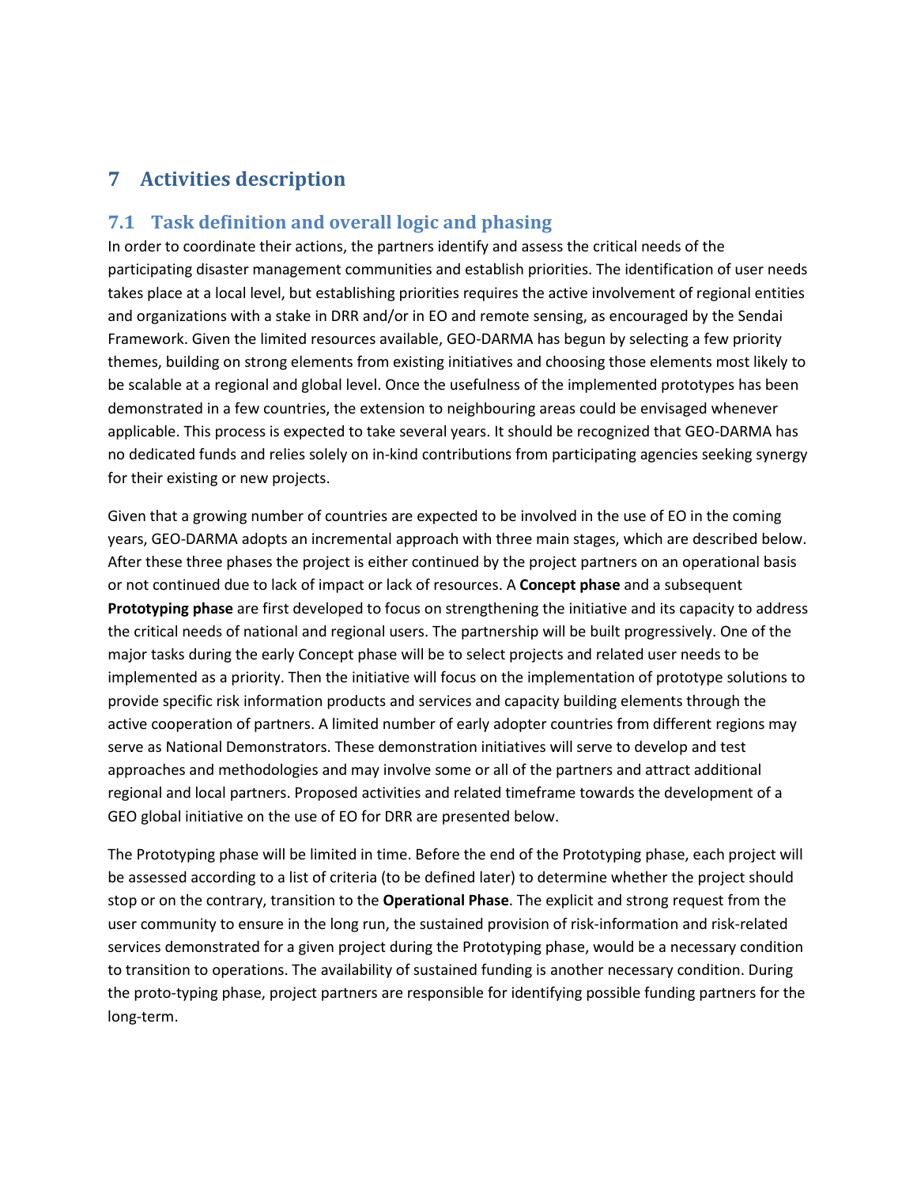# 7 Activities description

## 7.1 Task definition and overall logic and phasing

In order to coordinate their actions, the partners identify and assess the critical needs of the participating disaster management communities and establish priorities. The identification of user needs takes place at a local level, but establishing priorities requires the active involvement of regional entities and organizations with a stake in DRR and/or in EO and remote sensing, as encouraged by the Sendai Framework. Given the limited resources available, GEO-DARMA has begun by selecting a few priority themes, building on strong elements from existing initiatives and choosing those elements most likely to be scalable at a regional and global level. Once the usefulness of the implemented prototypes has been demonstrated in a few countries, the extension to neighbouring areas could be envisaged whenever applicable. This process is expected to take several years. It should be recognized that GEO-DARMA has no dedicated funds and relies solely on in-kind contributions from participating agencies seeking synergy for their existing or new projects.

Given that a growing number of countries are expected to be involved in the use of EO in the coming years, GEO-DARMA adopts an incremental approach with three main stages, which are described below. After these three phases the project is either continued by the project partners on an operational basis or not continued due to lack of impact or lack of resources. A **Concept phase** and a subsequent **Prototyping phase** are first developed to focus on strengthening the initiative and its capacity to address the critical needs of national and regional users. The partnership will be built progressively. One of the major tasks during the early Concept phase will be to select projects and related user needs to be implemented as a priority. Then the initiative will focus on the implementation of prototype solutions to provide specific risk information products and services and capacity building elements through the active cooperation of partners. A limited number of early adopter countries from different regions may serve as National Demonstrators. These demonstration initiatives will serve to develop and test approaches and methodologies and may involve some or all of the partners and attract additional regional and local partners. Proposed activities and related timeframe towards the development of a GEO global initiative on the use of EO for DRR are presented below.

The Prototyping phase will be limited in time. Before the end of the Prototyping phase, each project will be assessed according to a list of criteria (to be defined later) to determine whether the project should stop or on the contrary, transition to the **Operational Phase**. The explicit and strong request from the user community to ensure in the long run, the sustained provision of risk-information and risk-related services demonstrated for a given project during the Prototyping phase, would be a necessary condition to transition to operations. The availability of sustained funding is another necessary condition. During the proto-typing phase, project partners are responsible for identifying possible funding partners for the long-term.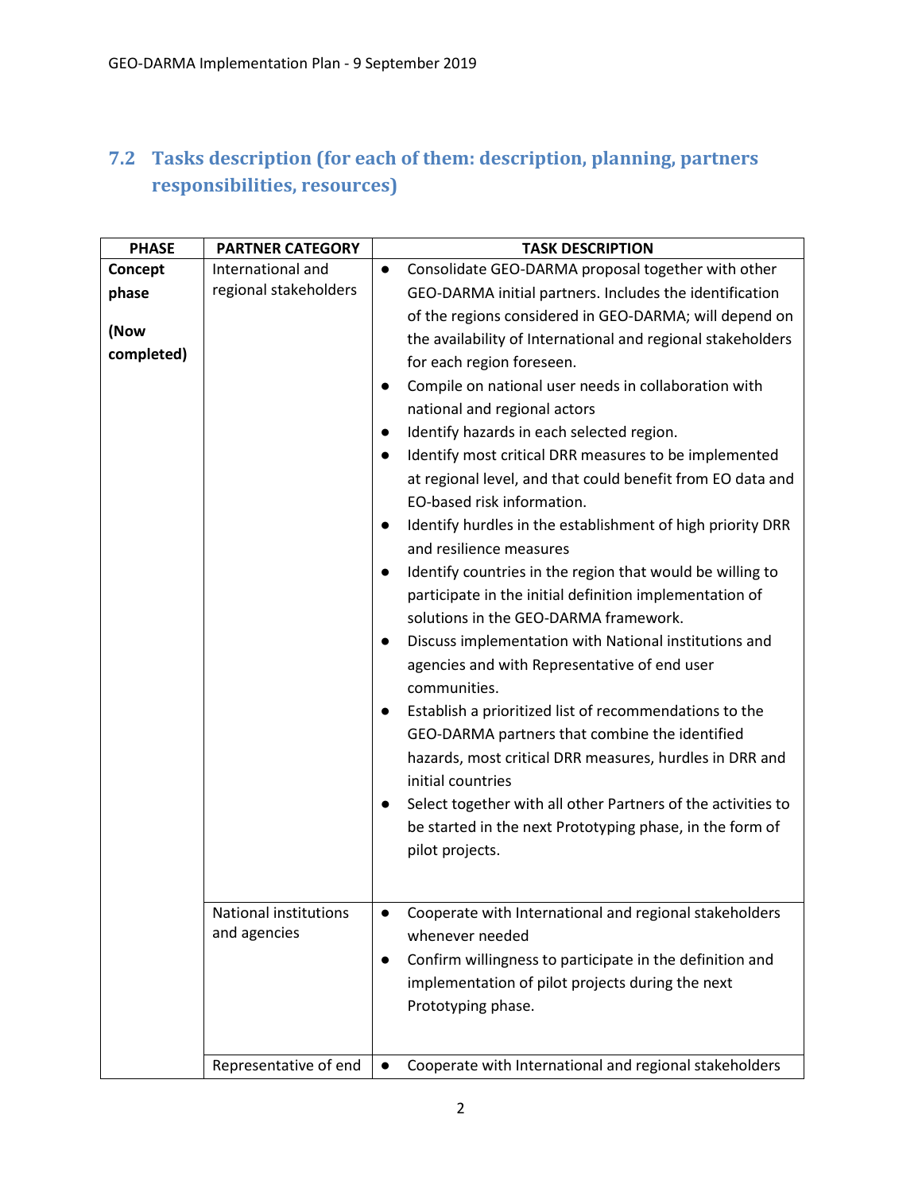## 7.2 Tasks description (for each of them: description, planning, partners responsibilities, resources)

| PHASE | PARTNER CATEGORY | TASK DESCRIPTION |
|---|---|---|
| **Concept phase** **(Now completed)** | International and regional stakeholders | ● Consolidate GEO-DARMA proposal together with other GEO-DARMA initial partners. Includes the identification of the regions considered in GEO-DARMA; will depend on the availability of International and regional stakeholders for each region foreseen. <br> ● Compile on national user needs in collaboration with national and regional actors <br> ● Identify hazards in each selected region. <br> ● Identify most critical DRR measures to be implemented at regional level, and that could benefit from EO data and EO-based risk information. <br> ● Identify hurdles in the establishment of high priority DRR and resilience measures <br> ● Identify countries in the region that would be willing to participate in the initial definition implementation of solutions in the GEO-DARMA framework. <br> ● Discuss implementation with National institutions and agencies and with Representative of end user communities. <br> ● Establish a prioritized list of recommendations to the GEO-DARMA partners that combine the identified hazards, most critical DRR measures, hurdles in DRR and initial countries <br> ● Select together with all other Partners of the activities to be started in the next Prototyping phase, in the form of pilot projects. |
| | National institutions and agencies | ● Cooperate with International and regional stakeholders whenever needed <br> ● Confirm willingness to participate in the definition and implementation of pilot projects during the next Prototyping phase. |
| | Representative of end | ● Cooperate with International and regional stakeholders |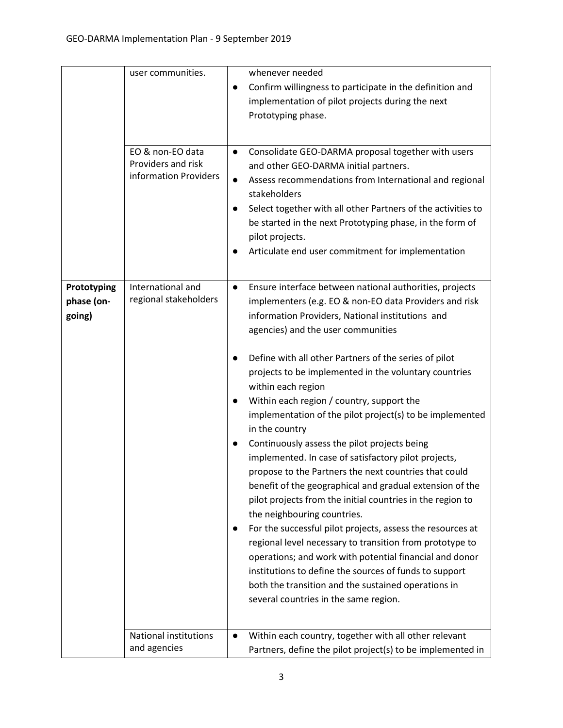| | | |
|---|---|---|
| | user communities. | whenever needed<br>● Confirm willingness to participate in the definition and implementation of pilot projects during the next Prototyping phase. |
| | EO & non-EO data Providers and risk information Providers | ● Consolidate GEO-DARMA proposal together with users and other GEO-DARMA initial partners.<br>● Assess recommendations from International and regional stakeholders<br>● Select together with all other Partners of the activities to be started in the next Prototyping phase, in the form of pilot projects.<br>● Articulate end user commitment for implementation |
| **Prototyping phase (on-going)** | International and regional stakeholders | ● Ensure interface between national authorities, projects implementers (e.g. EO & non-EO data Providers and risk information Providers, National institutions and agencies) and the user communities<br>● Define with all other Partners of the series of pilot projects to be implemented in the voluntary countries within each region<br>● Within each region / country, support the implementation of the pilot project(s) to be implemented in the country<br>● Continuously assess the pilot projects being implemented. In case of satisfactory pilot projects, propose to the Partners the next countries that could benefit of the geographical and gradual extension of the pilot projects from the initial countries in the region to the neighbouring countries.<br>● For the successful pilot projects, assess the resources at regional level necessary to transition from prototype to operations; and work with potential financial and donor institutions to define the sources of funds to support both the transition and the sustained operations in several countries in the same region. |
| | National institutions and agencies | ● Within each country, together with all other relevant Partners, define the pilot project(s) to be implemented in |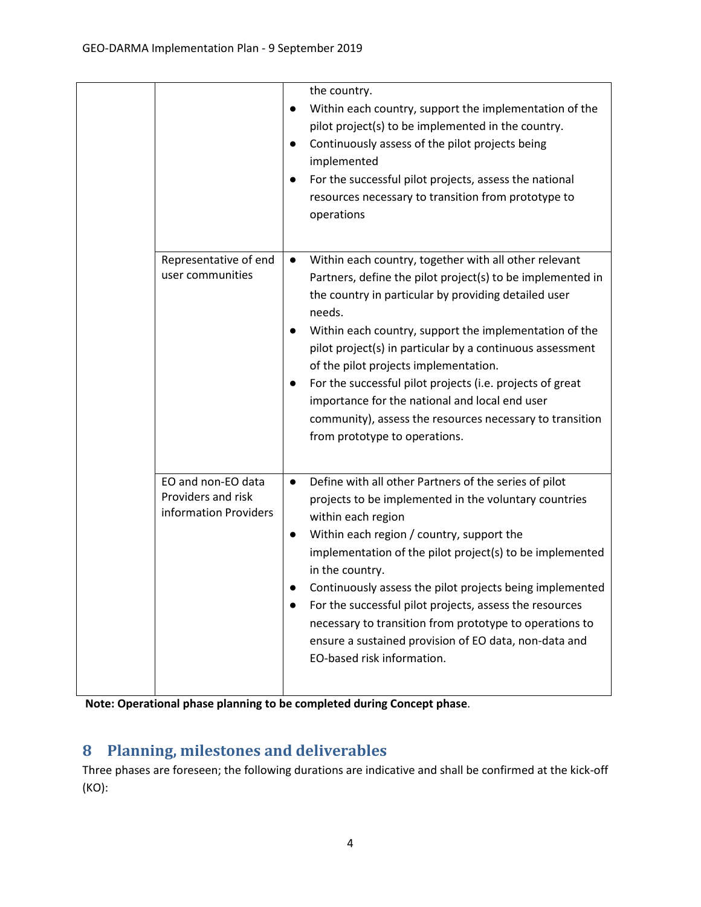| | | |
|---|---|---|
| | | the country.<br>● Within each country, support the implementation of the pilot project(s) to be implemented in the country.<br>● Continuously assess of the pilot projects being implemented<br>● For the successful pilot projects, assess the national resources necessary to transition from prototype to operations |
| | Representative of end user communities | ● Within each country, together with all other relevant Partners, define the pilot project(s) to be implemented in the country in particular by providing detailed user needs.<br>● Within each country, support the implementation of the pilot project(s) in particular by a continuous assessment of the pilot projects implementation.<br>● For the successful pilot projects (i.e. projects of great importance for the national and local end user community), assess the resources necessary to transition from prototype to operations. |
| | EO and non-EO data Providers and risk information Providers | ● Define with all other Partners of the series of pilot projects to be implemented in the voluntary countries within each region<br>● Within each region / country, support the implementation of the pilot project(s) to be implemented in the country.<br>● Continuously assess the pilot projects being implemented<br>● For the successful pilot projects, assess the resources necessary to transition from prototype to operations to ensure a sustained provision of EO data, non-data and EO-based risk information. |

**Note: Operational phase planning to be completed during Concept phase**.

# 8 Planning, milestones and deliverables

Three phases are foreseen; the following durations are indicative and shall be confirmed at the kick-off (KO):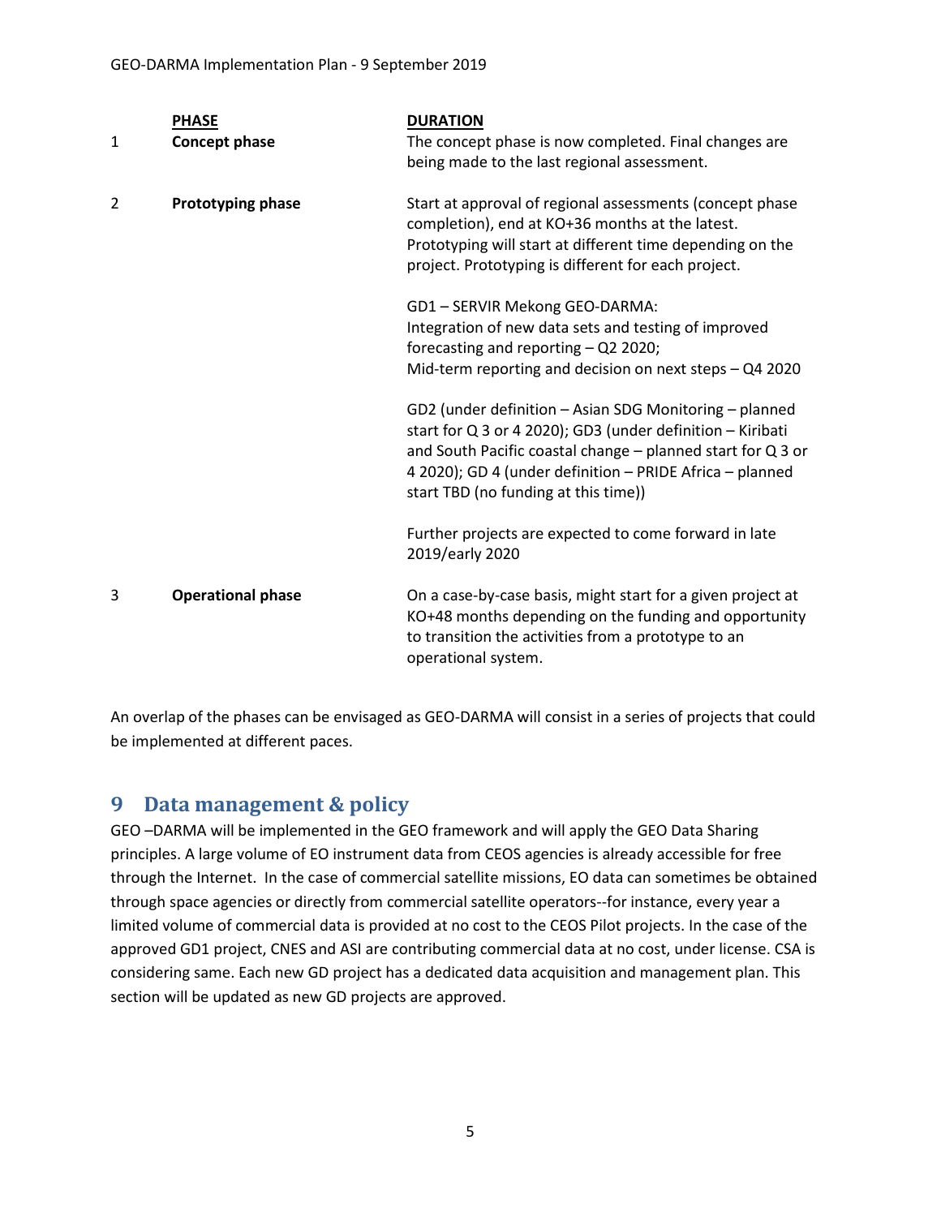| | PHASE | DURATION |
|---|---|---|
| 1 | **Concept phase** | The concept phase is now completed. Final changes are being made to the last regional assessment. |
| 2 | **Prototyping phase** | Start at approval of regional assessments (concept phase completion), end at KO+36 months at the latest. Prototyping will start at different time depending on the project. Prototyping is different for each project.<br><br>GD1 – SERVIR Mekong GEO-DARMA:<br>Integration of new data sets and testing of improved forecasting and reporting – Q2 2020;<br>Mid-term reporting and decision on next steps – Q4 2020<br><br>GD2 (under definition – Asian SDG Monitoring – planned start for Q 3 or 4 2020); GD3 (under definition – Kiribati and South Pacific coastal change – planned start for Q 3 or 4 2020); GD 4 (under definition – PRIDE Africa – planned start TBD (no funding at this time))<br><br>Further projects are expected to come forward in late 2019/early 2020 |
| 3 | **Operational phase** | On a case-by-case basis, might start for a given project at KO+48 months depending on the funding and opportunity to transition the activities from a prototype to an operational system. |

An overlap of the phases can be envisaged as GEO-DARMA will consist in a series of projects that could be implemented at different paces.

# 9 Data management & policy

GEO –DARMA will be implemented in the GEO framework and will apply the GEO Data Sharing principles. A large volume of EO instrument data from CEOS agencies is already accessible for free through the Internet. In the case of commercial satellite missions, EO data can sometimes be obtained through space agencies or directly from commercial satellite operators--for instance, every year a limited volume of commercial data is provided at no cost to the CEOS Pilot projects. In the case of the approved GD1 project, CNES and ASI are contributing commercial data at no cost, under license. CSA is considering same. Each new GD project has a dedicated data acquisition and management plan. This section will be updated as new GD projects are approved.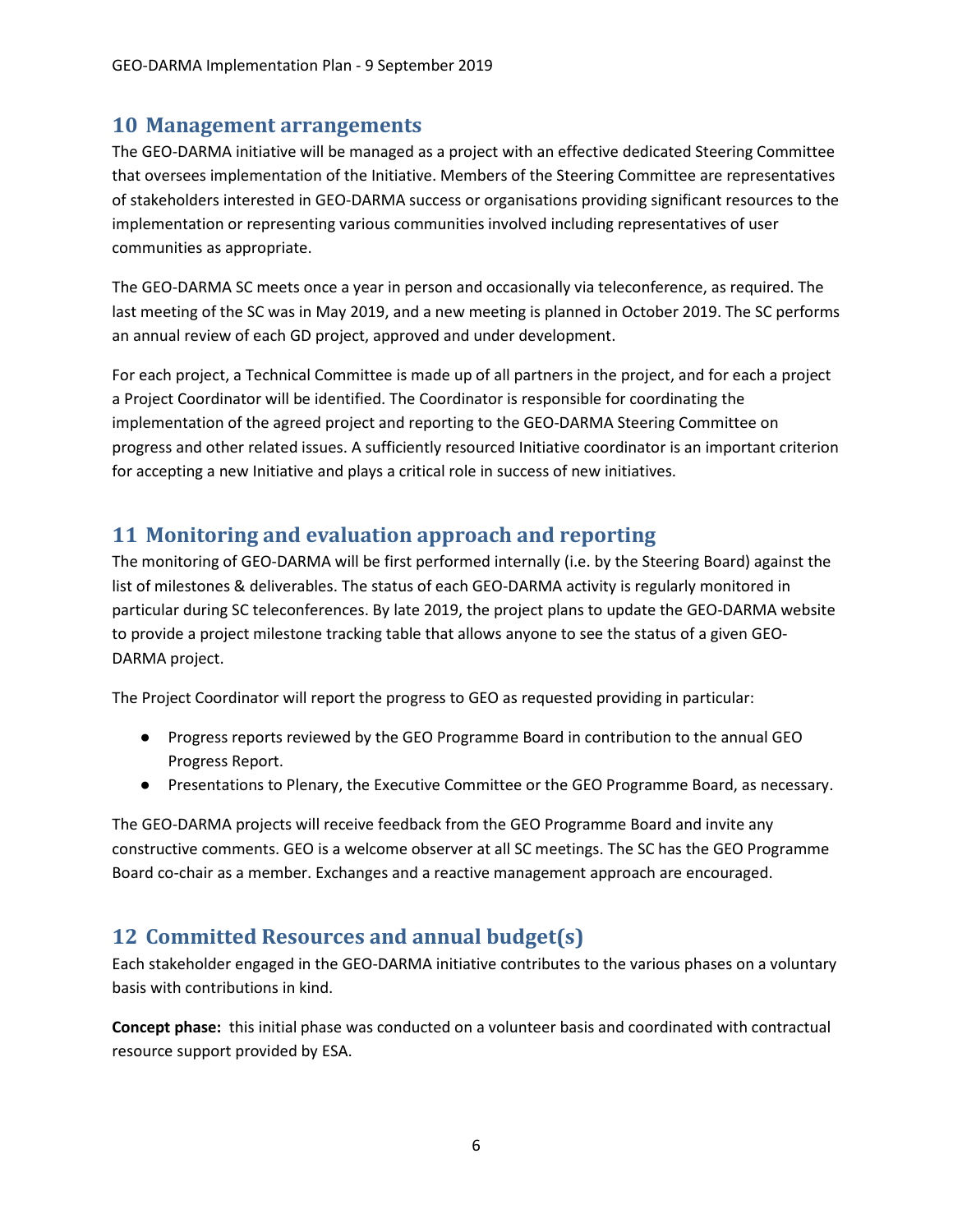## 10 Management arrangements

The GEO-DARMA initiative will be managed as a project with an effective dedicated Steering Committee that oversees implementation of the Initiative. Members of the Steering Committee are representatives of stakeholders interested in GEO-DARMA success or organisations providing significant resources to the implementation or representing various communities involved including representatives of user communities as appropriate.

The GEO-DARMA SC meets once a year in person and occasionally via teleconference, as required. The last meeting of the SC was in May 2019, and a new meeting is planned in October 2019. The SC performs an annual review of each GD project, approved and under development.

For each project, a Technical Committee is made up of all partners in the project, and for each a project a Project Coordinator will be identified. The Coordinator is responsible for coordinating the implementation of the agreed project and reporting to the GEO-DARMA Steering Committee on progress and other related issues. A sufficiently resourced Initiative coordinator is an important criterion for accepting a new Initiative and plays a critical role in success of new initiatives.

## 11 Monitoring and evaluation approach and reporting

The monitoring of GEO-DARMA will be first performed internally (i.e. by the Steering Board) against the list of milestones & deliverables. The status of each GEO-DARMA activity is regularly monitored in particular during SC teleconferences. By late 2019, the project plans to update the GEO-DARMA website to provide a project milestone tracking table that allows anyone to see the status of a given GEO-DARMA project.

The Project Coordinator will report the progress to GEO as requested providing in particular:

- Progress reports reviewed by the GEO Programme Board in contribution to the annual GEO Progress Report.
- Presentations to Plenary, the Executive Committee or the GEO Programme Board, as necessary.

The GEO-DARMA projects will receive feedback from the GEO Programme Board and invite any constructive comments. GEO is a welcome observer at all SC meetings. The SC has the GEO Programme Board co-chair as a member. Exchanges and a reactive management approach are encouraged.

## 12 Committed Resources and annual budget(s)

Each stakeholder engaged in the GEO-DARMA initiative contributes to the various phases on a voluntary basis with contributions in kind.

**Concept phase:** this initial phase was conducted on a volunteer basis and coordinated with contractual resource support provided by ESA.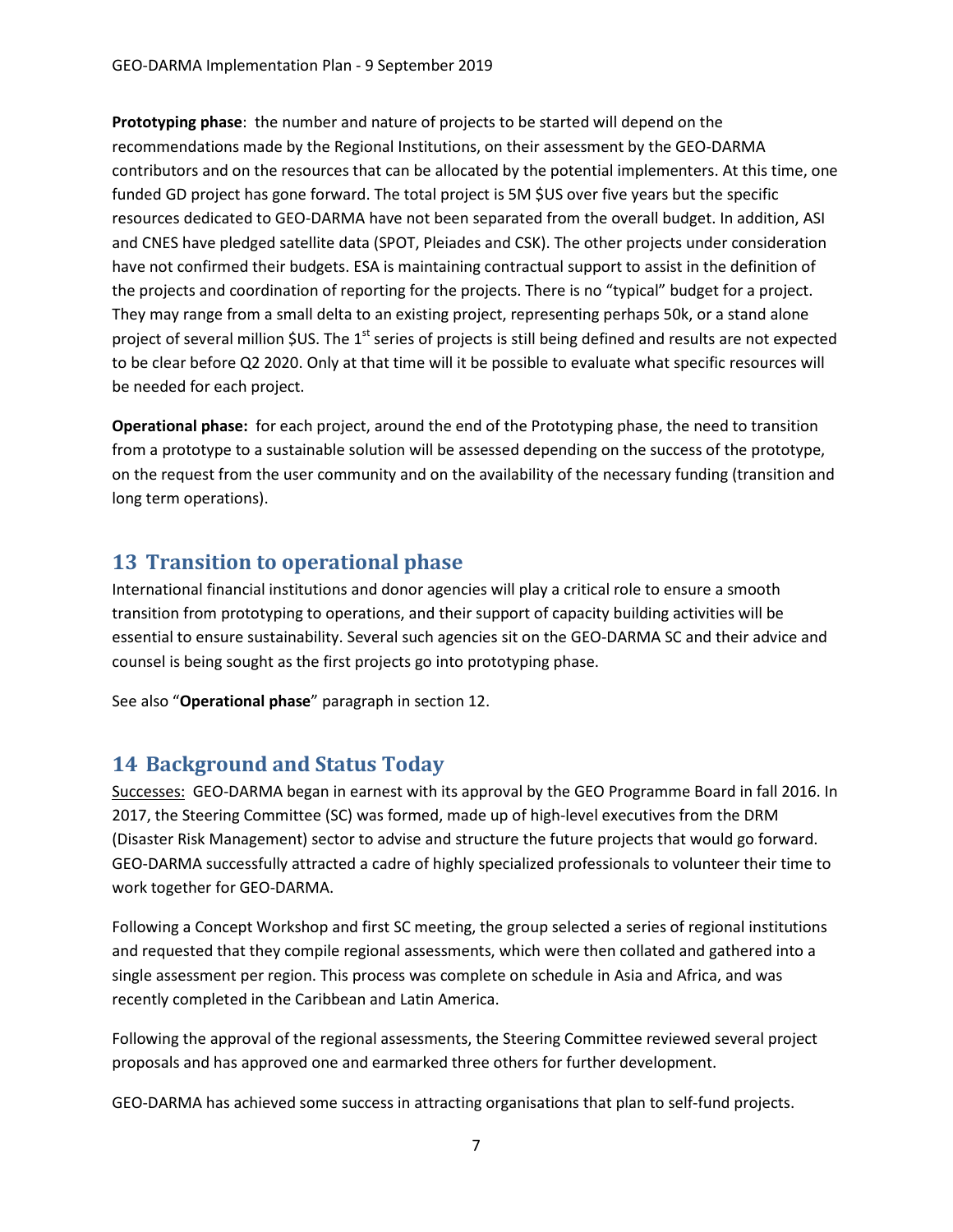**Prototyping phase**: the number and nature of projects to be started will depend on the recommendations made by the Regional Institutions, on their assessment by the GEO-DARMA contributors and on the resources that can be allocated by the potential implementers. At this time, one funded GD project has gone forward. The total project is 5M $US over five years but the specific resources dedicated to GEO-DARMA have not been separated from the overall budget. In addition, ASI and CNES have pledged satellite data (SPOT, Pleiades and CSK). The other projects under consideration have not confirmed their budgets. ESA is maintaining contractual support to assist in the definition of the projects and coordination of reporting for the projects. There is no "typical" budget for a project. They may range from a small delta to an existing project, representing perhaps 50k, or a stand alone project of several million $US. The 1st series of projects is still being defined and results are not expected to be clear before Q2 2020. Only at that time will it be possible to evaluate what specific resources will be needed for each project.

**Operational phase:** for each project, around the end of the Prototyping phase, the need to transition from a prototype to a sustainable solution will be assessed depending on the success of the prototype, on the request from the user community and on the availability of the necessary funding (transition and long term operations).

## 13 Transition to operational phase

International financial institutions and donor agencies will play a critical role to ensure a smooth transition from prototyping to operations, and their support of capacity building activities will be essential to ensure sustainability. Several such agencies sit on the GEO-DARMA SC and their advice and counsel is being sought as the first projects go into prototyping phase.

See also "**Operational phase**" paragraph in section 12.

## 14 Background and Status Today

Successes: GEO-DARMA began in earnest with its approval by the GEO Programme Board in fall 2016. In 2017, the Steering Committee (SC) was formed, made up of high-level executives from the DRM (Disaster Risk Management) sector to advise and structure the future projects that would go forward. GEO-DARMA successfully attracted a cadre of highly specialized professionals to volunteer their time to work together for GEO-DARMA.

Following a Concept Workshop and first SC meeting, the group selected a series of regional institutions and requested that they compile regional assessments, which were then collated and gathered into a single assessment per region. This process was complete on schedule in Asia and Africa, and was recently completed in the Caribbean and Latin America.

Following the approval of the regional assessments, the Steering Committee reviewed several project proposals and has approved one and earmarked three others for further development.

GEO-DARMA has achieved some success in attracting organisations that plan to self-fund projects.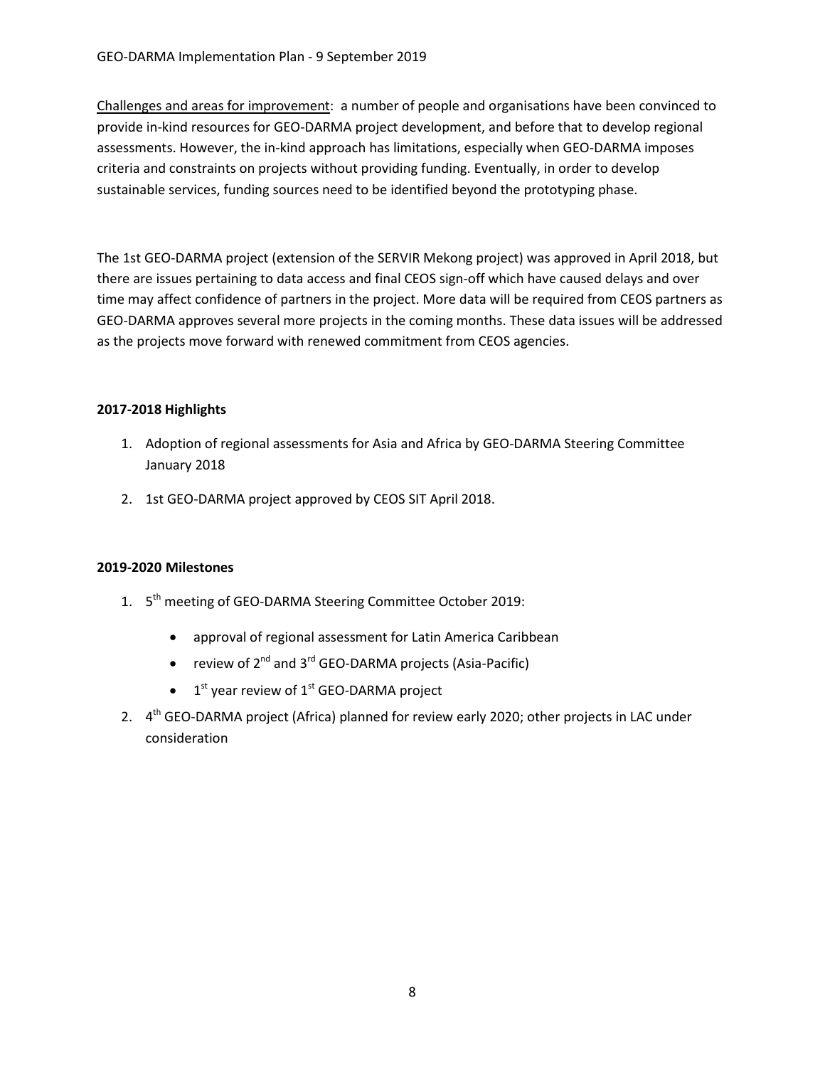Challenges and areas for improvement: a number of people and organisations have been convinced to provide in-kind resources for GEO-DARMA project development, and before that to develop regional assessments. However, the in-kind approach has limitations, especially when GEO-DARMA imposes criteria and constraints on projects without providing funding. Eventually, in order to develop sustainable services, funding sources need to be identified beyond the prototyping phase.

The 1st GEO-DARMA project (extension of the SERVIR Mekong project) was approved in April 2018, but there are issues pertaining to data access and final CEOS sign-off which have caused delays and over time may affect confidence of partners in the project. More data will be required from CEOS partners as GEO-DARMA approves several more projects in the coming months. These data issues will be addressed as the projects move forward with renewed commitment from CEOS agencies.

**2017-2018 Highlights**

1. Adoption of regional assessments for Asia and Africa by GEO-DARMA Steering Committee January 2018
2. 1st GEO-DARMA project approved by CEOS SIT April 2018.

**2019-2020 Milestones**

1. 5th meeting of GEO-DARMA Steering Committee October 2019:
   - approval of regional assessment for Latin America Caribbean
   - review of 2nd and 3rd GEO-DARMA projects (Asia-Pacific)
   - 1st year review of 1st GEO-DARMA project
2. 4th GEO-DARMA project (Africa) planned for review early 2020; other projects in LAC under consideration